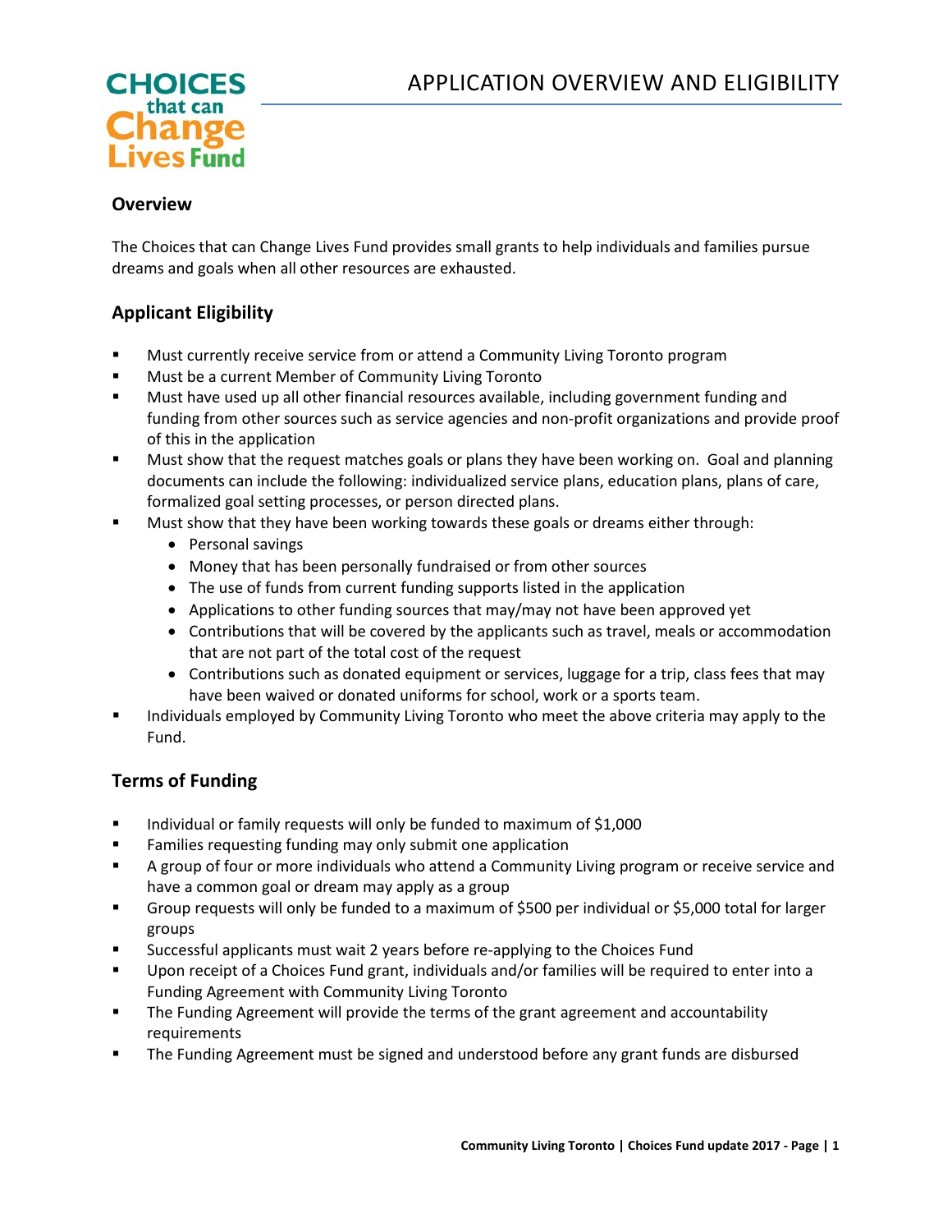# APPLICATION OVERVIEW AND ELIGIBILITY

CHOICES that can Change Lives Fund

## Overview

The Choices that can Change Lives Fund provides small grants to help individuals and families pursue dreams and goals when all other resources are exhausted.

## Applicant Eligibility

- Must currently receive service from or attend a Community Living Toronto program
- Must be a current Member of Community Living Toronto
- Must have used up all other financial resources available, including government funding and funding from other sources such as service agencies and non-profit organizations and provide proof of this in the application
- Must show that the request matches goals or plans they have been working on. Goal and planning documents can include the following: individualized service plans, education plans, plans of care, formalized goal setting processes, or person directed plans.
- Must show that they have been working towards these goals or dreams either through:
  - Personal savings
  - Money that has been personally fundraised or from other sources
  - The use of funds from current funding supports listed in the application
  - Applications to other funding sources that may/may not have been approved yet
  - Contributions that will be covered by the applicants such as travel, meals or accommodation that are not part of the total cost of the request
  - Contributions such as donated equipment or services, luggage for a trip, class fees that may have been waived or donated uniforms for school, work or a sports team.
- Individuals employed by Community Living Toronto who meet the above criteria may apply to the Fund.

## Terms of Funding

- Individual or family requests will only be funded to maximum of $1,000
- Families requesting funding may only submit one application
- A group of four or more individuals who attend a Community Living program or receive service and have a common goal or dream may apply as a group
- Group requests will only be funded to a maximum of $500 per individual or $5,000 total for larger groups
- Successful applicants must wait 2 years before re-applying to the Choices Fund
- Upon receipt of a Choices Fund grant, individuals and/or families will be required to enter into a Funding Agreement with Community Living Toronto
- The Funding Agreement will provide the terms of the grant agreement and accountability requirements
- The Funding Agreement must be signed and understood before any grant funds are disbursed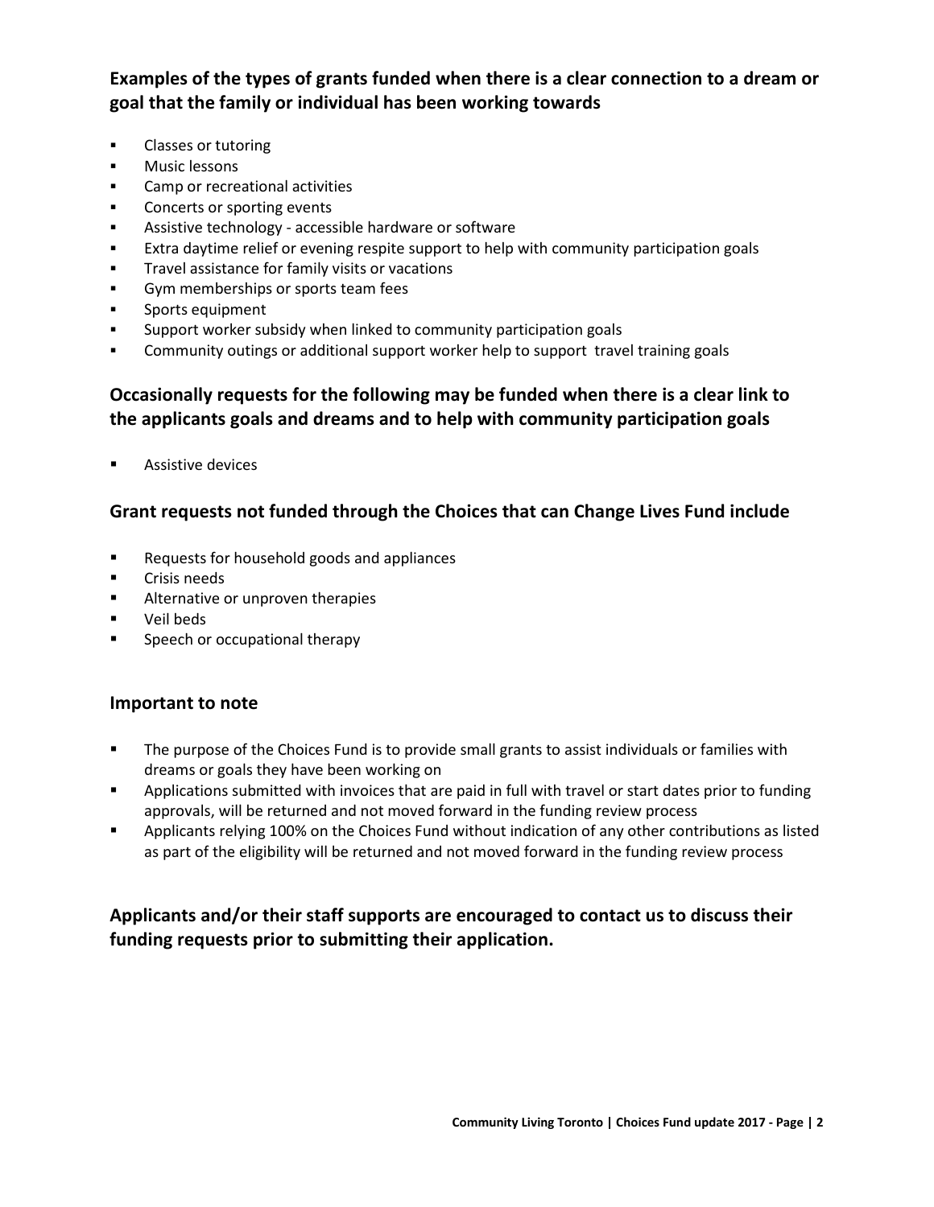## Examples of the types of grants funded when there is a clear connection to a dream or goal that the family or individual has been working towards

- Classes or tutoring
- Music lessons
- Camp or recreational activities
- Concerts or sporting events
- Assistive technology - accessible hardware or software
- Extra daytime relief or evening respite support to help with community participation goals
- Travel assistance for family visits or vacations
- Gym memberships or sports team fees
- Sports equipment
- Support worker subsidy when linked to community participation goals
- Community outings or additional support worker help to support travel training goals

## Occasionally requests for the following may be funded when there is a clear link to the applicants goals and dreams and to help with community participation goals

- Assistive devices

## Grant requests not funded through the Choices that can Change Lives Fund include

- Requests for household goods and appliances
- Crisis needs
- Alternative or unproven therapies
- Veil beds
- Speech or occupational therapy

## Important to note

- The purpose of the Choices Fund is to provide small grants to assist individuals or families with dreams or goals they have been working on
- Applications submitted with invoices that are paid in full with travel or start dates prior to funding approvals, will be returned and not moved forward in the funding review process
- Applicants relying 100% on the Choices Fund without indication of any other contributions as listed as part of the eligibility will be returned and not moved forward in the funding review process

## Applicants and/or their staff supports are encouraged to contact us to discuss their funding requests prior to submitting their application.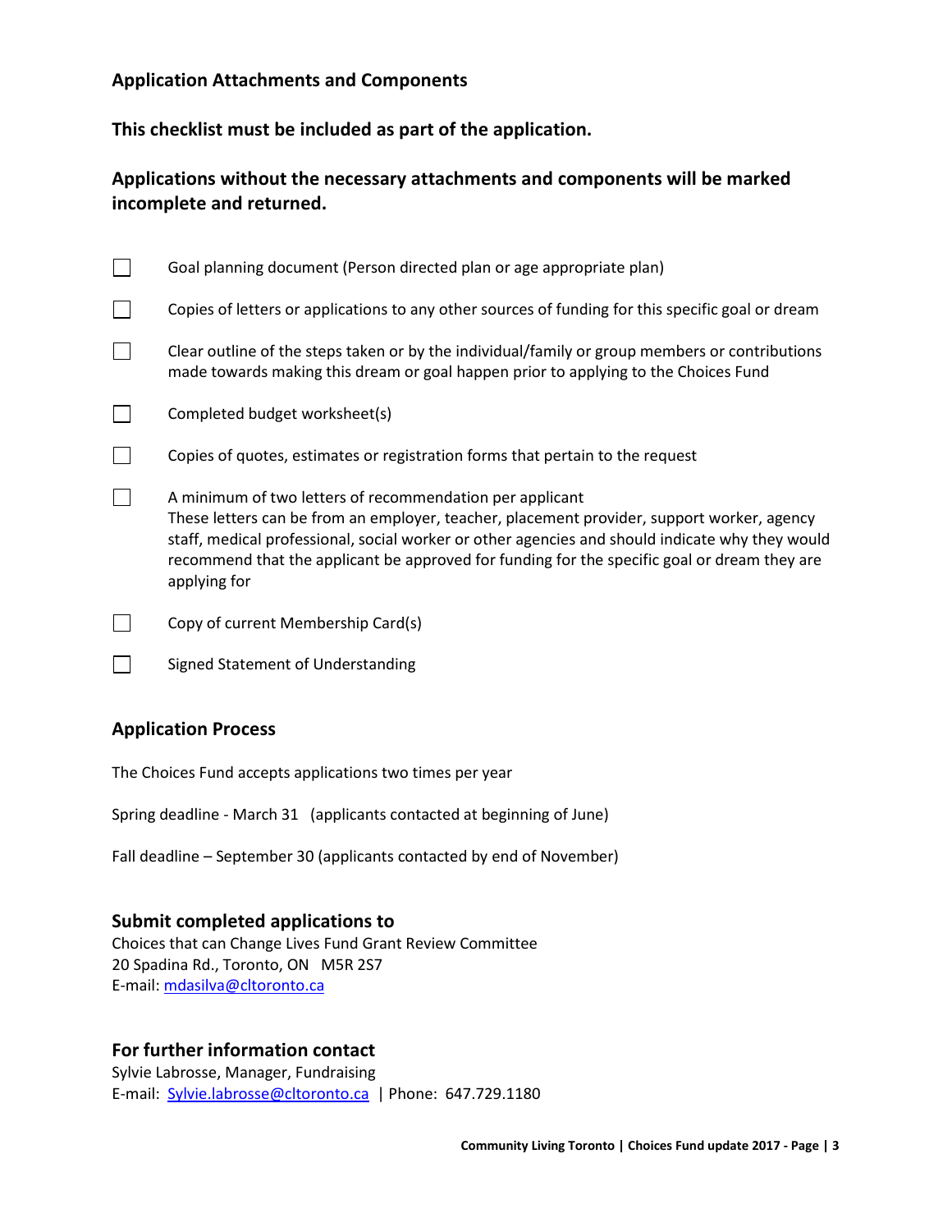## Application Attachments and Components

**This checklist must be included as part of the application.**

**Applications without the necessary attachments and components will be marked incomplete and returned.**

- [ ] Goal planning document (Person directed plan or age appropriate plan)
- [ ] Copies of letters or applications to any other sources of funding for this specific goal or dream
- [ ] Clear outline of the steps taken or by the individual/family or group members or contributions made towards making this dream or goal happen prior to applying to the Choices Fund
- [ ] Completed budget worksheet(s)
- [ ] Copies of quotes, estimates or registration forms that pertain to the request
- [ ] A minimum of two letters of recommendation per applicant
  These letters can be from an employer, teacher, placement provider, support worker, agency staff, medical professional, social worker or other agencies and should indicate why they would recommend that the applicant be approved for funding for the specific goal or dream they are applying for
- [ ] Copy of current Membership Card(s)
- [ ] Signed Statement of Understanding

## Application Process

The Choices Fund accepts applications two times per year

Spring deadline - March 31 (applicants contacted at beginning of June)

Fall deadline – September 30 (applicants contacted by end of November)

## Submit completed applications to

Choices that can Change Lives Fund Grant Review Committee
20 Spadina Rd., Toronto, ON M5R 2S7
E-mail: mdasilva@cltoronto.ca

## For further information contact

Sylvie Labrosse, Manager, Fundraising
E-mail: Sylvie.labrosse@cltoronto.ca | Phone: 647.729.1180